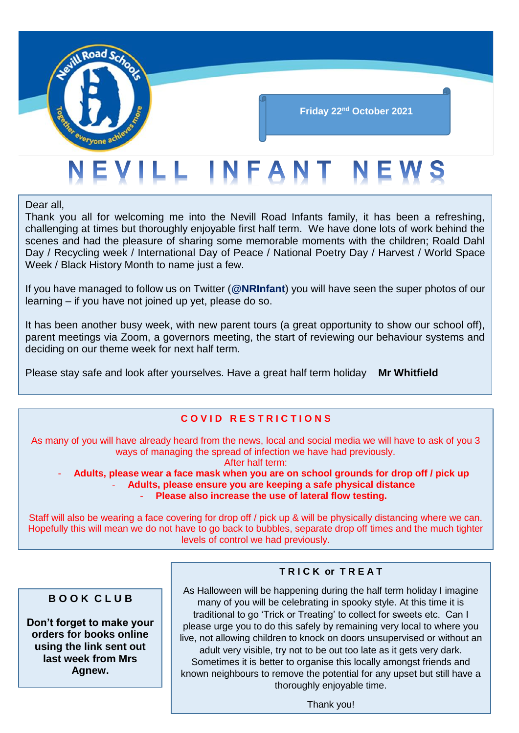Friday 22nd October 2021

# NEVILL INFANT NEWS

Dear all,
Thank you all for welcoming me into the Nevill Road Infants family, it has been a refreshing, challenging at times but thoroughly enjoyable first half term. We have done lots of work behind the scenes and had the pleasure of sharing some memorable moments with the children; Roald Dahl Day / Recycling week / International Day of Peace / National Poetry Day / Harvest / World Space Week / Black History Month to name just a few.

If you have managed to follow us on Twitter (**@NRInfant**) you will have seen the super photos of our learning – if you have not joined up yet, please do so.

It has been another busy week, with new parent tours (a great opportunity to show our school off), parent meetings via Zoom, a governors meeting, the start of reviewing our behaviour systems and deciding on our theme week for next half term.

Please stay safe and look after yourselves. Have a great half term holiday **Mr Whitfield**

## COVID RESTRICTIONS

As many of you will have already heard from the news, local and social media we will have to ask of you 3 ways of managing the spread of infection we have had previously.
After half term:

- **Adults, please wear a face mask when you are on school grounds for drop off / pick up**
- **Adults, please ensure you are keeping a safe physical distance**
- **Please also increase the use of lateral flow testing.**

Staff will also be wearing a face covering for drop off / pick up & will be physically distancing where we can. Hopefully this will mean we do not have to go back to bubbles, separate drop off times and the much tighter levels of control we had previously.

## BOOK CLUB

**Don't forget to make your orders for books online using the link sent out last week from Mrs Agnew.**

## TRICK or TREAT

As Halloween will be happening during the half term holiday I imagine many of you will be celebrating in spooky style. At this time it is traditional to go 'Trick or Treating' to collect for sweets etc. Can I please urge you to do this safely by remaining very local to where you live, not allowing children to knock on doors unsupervised or without an adult very visible, try not to be out too late as it gets very dark. Sometimes it is better to organise this locally amongst friends and known neighbours to remove the potential for any upset but still have a thoroughly enjoyable time.

Thank you!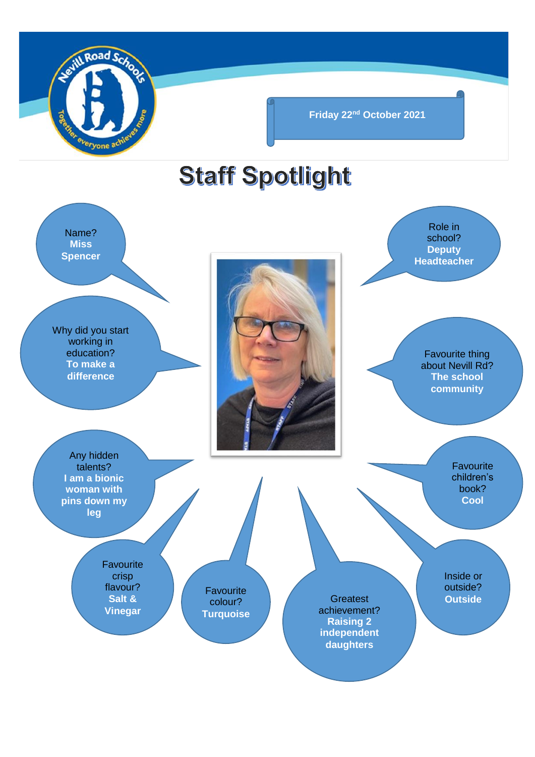Friday 22nd October 2021

# Staff Spotlight

Name? **Miss Spencer**

Role in school? **Deputy Headteacher**

Why did you start working in education? **To make a difference**

Favourite thing about Nevill Rd? **The school community**

Any hidden talents? **I am a bionic woman with pins down my leg**

Favourite children's book? **Cool**

Favourite crisp flavour? **Salt & Vinegar**

Favourite colour? **Turquoise**

Greatest achievement? **Raising 2 independent daughters**

Inside or outside? **Outside**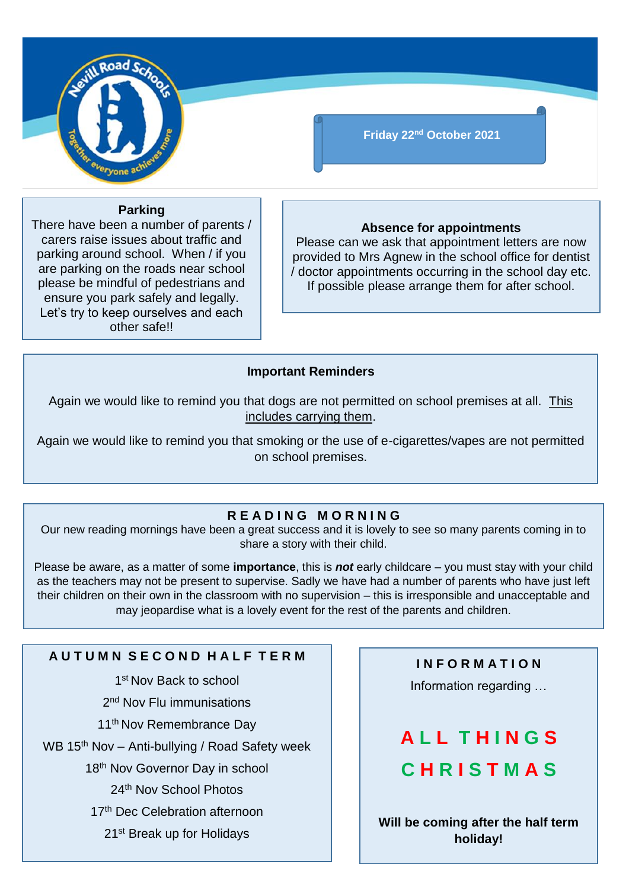Nevill Road Schools

Together everyone achieves more

Friday 22nd October 2021

## Parking

There have been a number of parents / carers raise issues about traffic and parking around school. When / if you are parking on the roads near school please be mindful of pedestrians and ensure you park safely and legally. Let's try to keep ourselves and each other safe!!

## Absence for appointments

Please can we ask that appointment letters are now provided to Mrs Agnew in the school office for dentist / doctor appointments occurring in the school day etc. If possible please arrange them for after school.

## Important Reminders

Again we would like to remind you that dogs are not permitted on school premises at all. This includes carrying them.

Again we would like to remind you that smoking or the use of e-cigarettes/vapes are not permitted on school premises.

## READING MORNING

Our new reading mornings have been a great success and it is lovely to see so many parents coming in to share a story with their child.

Please be aware, as a matter of some **importance**, this is ***not*** early childcare – you must stay with your child as the teachers may not be present to supervise. Sadly we have had a number of parents who have just left their children on their own in the classroom with no supervision – this is irresponsible and unacceptable and may jeopardise what is a lovely event for the rest of the parents and children.

## AUTUMN SECOND HALF TERM

1st Nov Back to school

2nd Nov Flu immunisations

11th Nov Remembrance Day

WB 15th Nov – Anti-bullying / Road Safety week

18th Nov Governor Day in school

24th Nov School Photos

17th Dec Celebration afternoon

21st Break up for Holidays

## INFORMATION

Information regarding …

**ALL THINGS CHRISTMAS**

**Will be coming after the half term holiday!**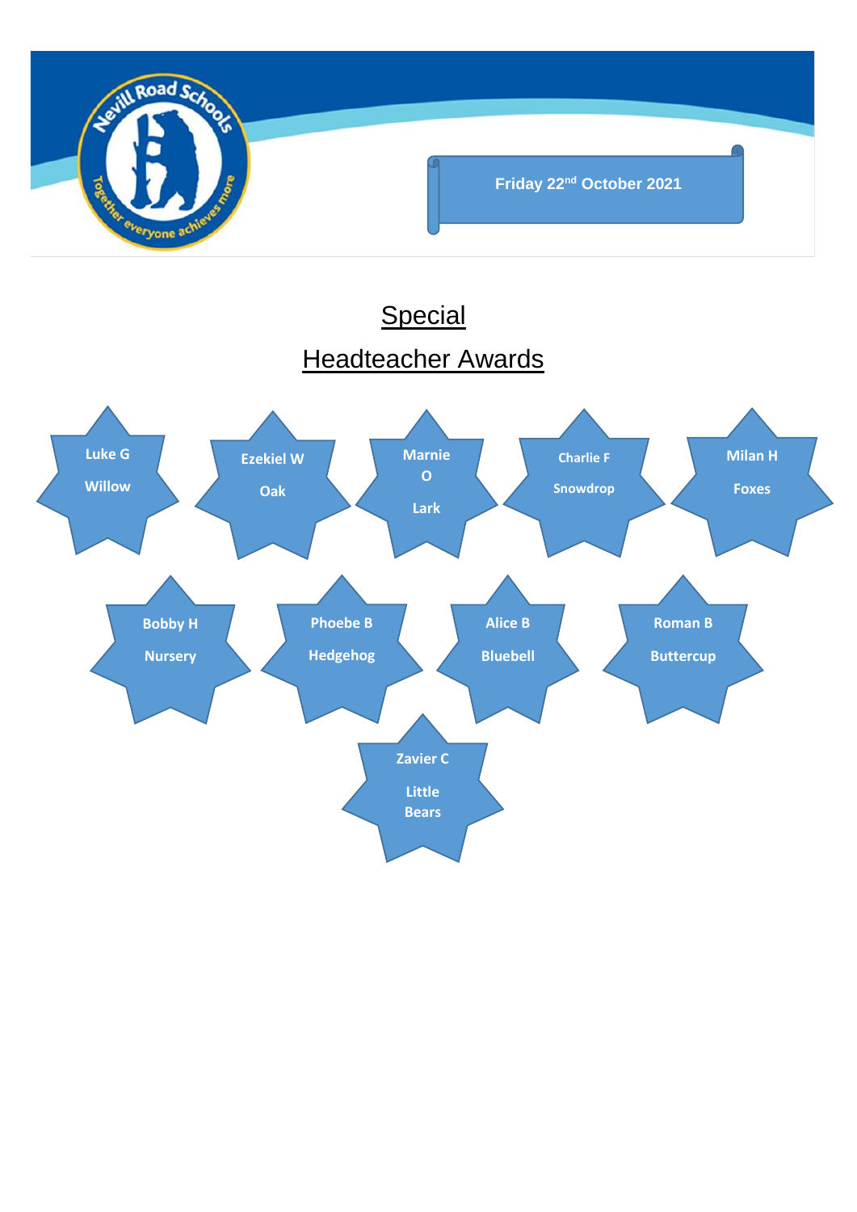Nevill Road Schools

Together everyone achieves more

Friday 22nd October 2021

# Special Headteacher Awards

Luke G – Willow

Ezekiel W – Oak

Marnie O – Lark

Charlie F – Snowdrop

Milan H – Foxes

Bobby H – Nursery

Phoebe B – Hedgehog

Alice B – Bluebell

Roman B – Buttercup

Zavier C – Little Bears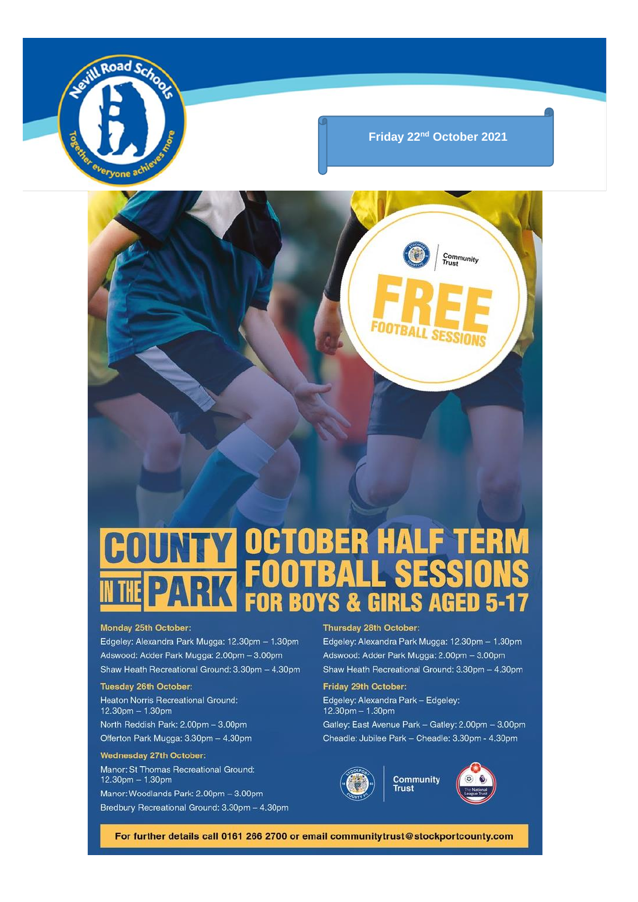Nevill Road Schools — Together everyone achieves more

Friday 22nd October 2021

Community Trust

# FREE FOOTBALL SESSIONS

# COUNTY IN THE PARK OCTOBER HALF TERM FOOTBALL SESSIONS FOR BOYS & GIRLS AGED 5-17

**Monday 25th October:**

Edgeley: Alexandra Park Mugga: 12.30pm – 1.30pm

Adswood: Adder Park Mugga: 2.00pm – 3.00pm

Shaw Heath Recreational Ground: 3.30pm – 4.30pm

**Tuesday 26th October:**

Heaton Norris Recreational Ground: 12.30pm – 1.30pm

North Reddish Park: 2.00pm – 3.00pm

Offerton Park Mugga: 3.30pm – 4.30pm

**Wednesday 27th October:**

Manor: St Thomas Recreational Ground: 12.30pm – 1.30pm

Manor: Woodlands Park: 2.00pm – 3.00pm

Bredbury Recreational Ground: 3.30pm – 4.30pm

**Thursday 28th October:**

Edgeley: Alexandra Park Mugga: 12.30pm – 1.30pm

Adswood: Adder Park Mugga: 2.00pm – 3.00pm

Shaw Heath Recreational Ground: 3.30pm – 4.30pm

**Friday 29th October:**

Edgeley: Alexandra Park – Edgeley: 12.30pm – 1.30pm

Gatley: East Avenue Park – Gatley: 2.00pm – 3.00pm

Cheadle: Jubilee Park – Cheadle: 3.30pm - 4.30pm

Community Trust

The National League Trust

**For further details call 0161 266 2700 or email communitytrust@stockportcounty.com**